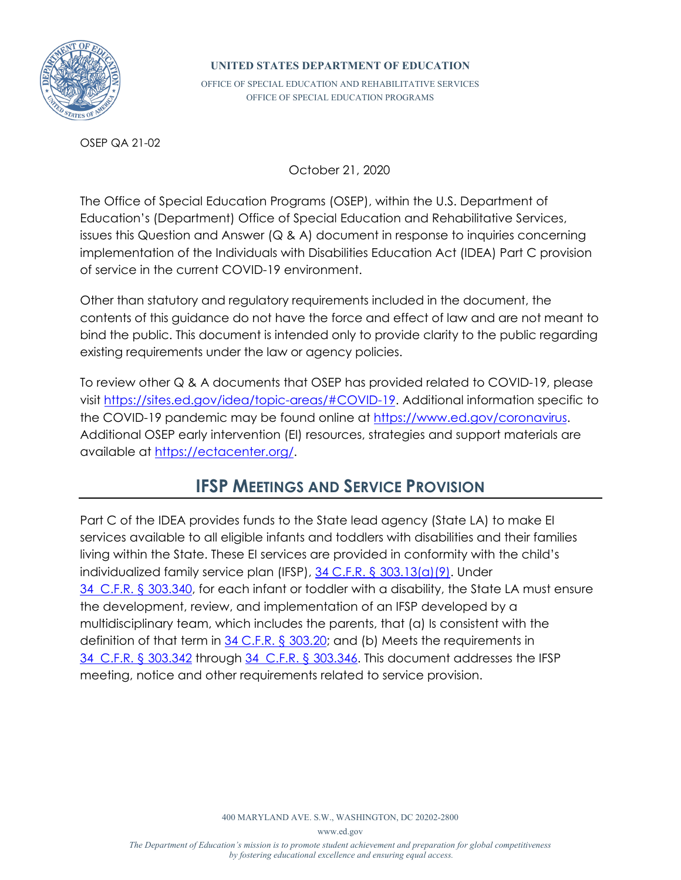**UNITED STATES DEPARTMENT OF EDUCATION**

OFFICE OF SPECIAL EDUCATION AND REHABILITATIVE SERVICES
OFFICE OF SPECIAL EDUCATION PROGRAMS

OSEP QA 21-02

October 21, 2020

The Office of Special Education Programs (OSEP), within the U.S. Department of Education's (Department) Office of Special Education and Rehabilitative Services, issues this Question and Answer (Q & A) document in response to inquiries concerning implementation of the Individuals with Disabilities Education Act (IDEA) Part C provision of service in the current COVID-19 environment.

Other than statutory and regulatory requirements included in the document, the contents of this guidance do not have the force and effect of law and are not meant to bind the public. This document is intended only to provide clarity to the public regarding existing requirements under the law or agency policies.

To review other Q & A documents that OSEP has provided related to COVID-19, please visit https://sites.ed.gov/idea/topic-areas/#COVID-19. Additional information specific to the COVID-19 pandemic may be found online at https://www.ed.gov/coronavirus. Additional OSEP early intervention (EI) resources, strategies and support materials are available at https://ectacenter.org/.

## IFSP MEETINGS AND SERVICE PROVISION

Part C of the IDEA provides funds to the State lead agency (State LA) to make EI services available to all eligible infants and toddlers with disabilities and their families living within the State. These EI services are provided in conformity with the child's individualized family service plan (IFSP), 34 C.F.R. § 303.13(a)(9). Under 34 C.F.R. § 303.340, for each infant or toddler with a disability, the State LA must ensure the development, review, and implementation of an IFSP developed by a multidisciplinary team, which includes the parents, that (a) Is consistent with the definition of that term in 34 C.F.R. § 303.20; and (b) Meets the requirements in 34 C.F.R. § 303.342 through 34 C.F.R. § 303.346. This document addresses the IFSP meeting, notice and other requirements related to service provision.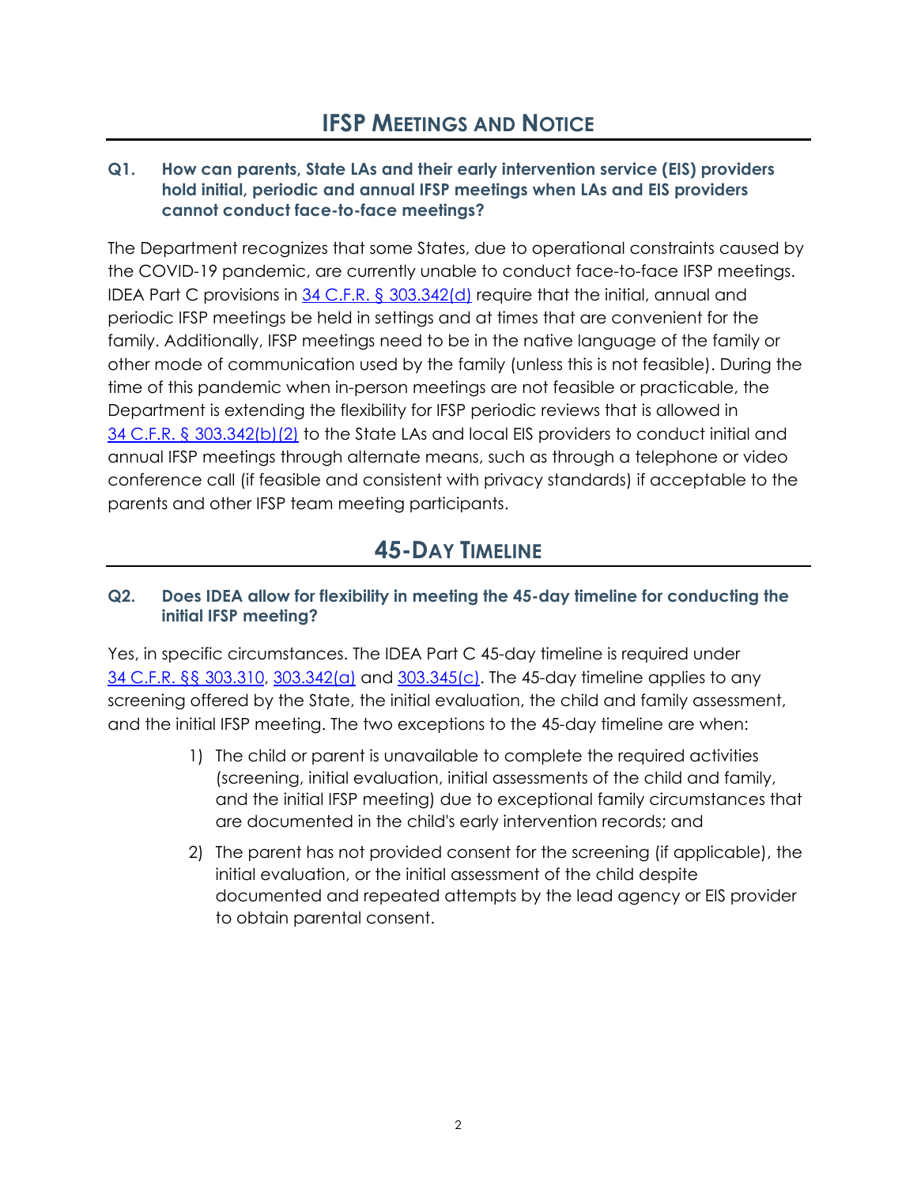## IFSP Meetings and Notice

**Q1. How can parents, State LAs and their early intervention service (EIS) providers hold initial, periodic and annual IFSP meetings when LAs and EIS providers cannot conduct face-to-face meetings?**

The Department recognizes that some States, due to operational constraints caused by the COVID-19 pandemic, are currently unable to conduct face-to-face IFSP meetings. IDEA Part C provisions in 34 C.F.R. § 303.342(d) require that the initial, annual and periodic IFSP meetings be held in settings and at times that are convenient for the family. Additionally, IFSP meetings need to be in the native language of the family or other mode of communication used by the family (unless this is not feasible). During the time of this pandemic when in-person meetings are not feasible or practicable, the Department is extending the flexibility for IFSP periodic reviews that is allowed in 34 C.F.R. § 303.342(b)(2) to the State LAs and local EIS providers to conduct initial and annual IFSP meetings through alternate means, such as through a telephone or video conference call (if feasible and consistent with privacy standards) if acceptable to the parents and other IFSP team meeting participants.

## 45-Day Timeline

**Q2. Does IDEA allow for flexibility in meeting the 45-day timeline for conducting the initial IFSP meeting?**

Yes, in specific circumstances. The IDEA Part C 45-day timeline is required under 34 C.F.R. §§ 303.310, 303.342(a) and 303.345(c). The 45-day timeline applies to any screening offered by the State, the initial evaluation, the child and family assessment, and the initial IFSP meeting. The two exceptions to the 45-day timeline are when:

1) The child or parent is unavailable to complete the required activities (screening, initial evaluation, initial assessments of the child and family, and the initial IFSP meeting) due to exceptional family circumstances that are documented in the child's early intervention records; and

2) The parent has not provided consent for the screening (if applicable), the initial evaluation, or the initial assessment of the child despite documented and repeated attempts by the lead agency or EIS provider to obtain parental consent.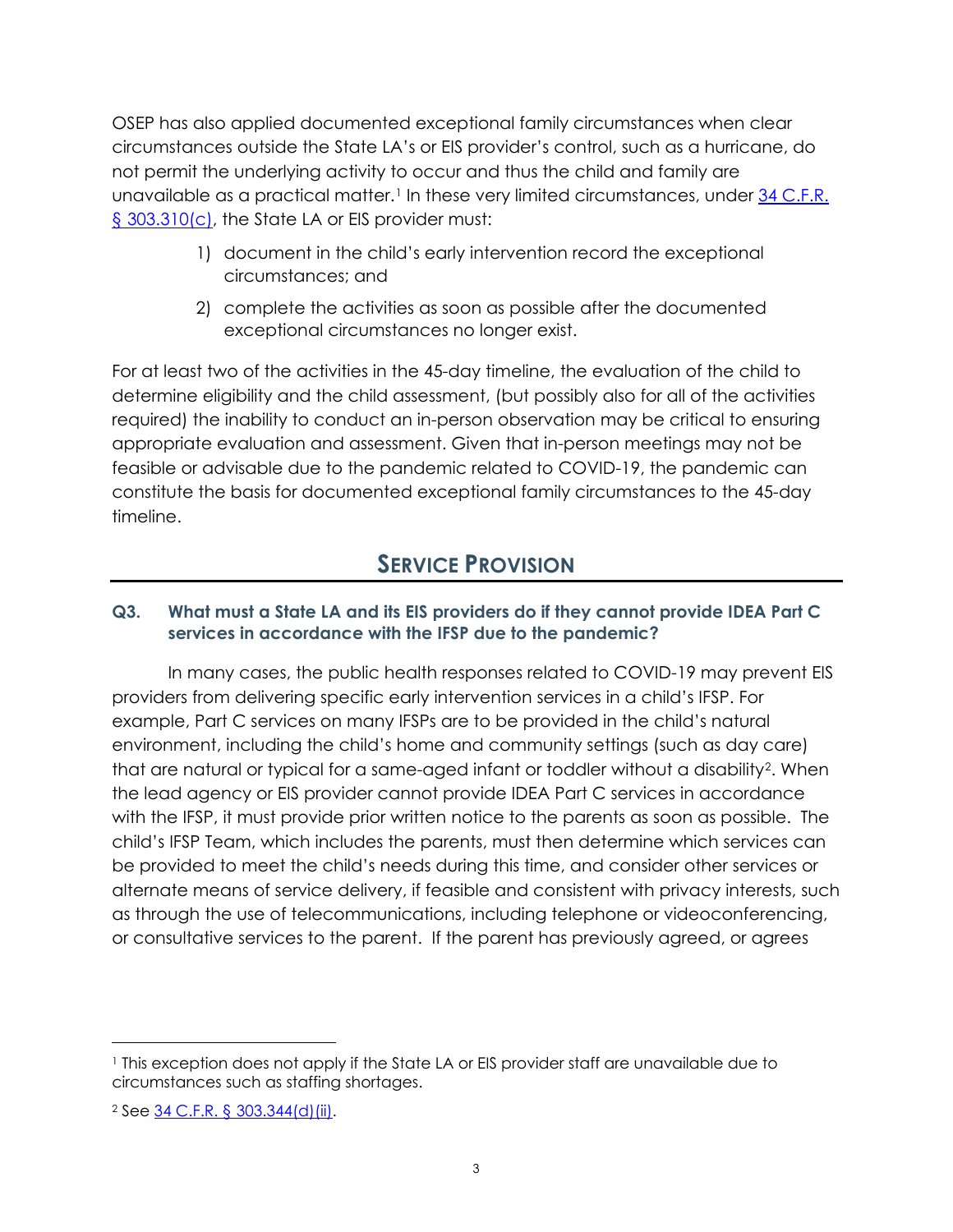OSEP has also applied documented exceptional family circumstances when clear circumstances outside the State LA's or EIS provider's control, such as a hurricane, do not permit the underlying activity to occur and thus the child and family are unavailable as a practical matter.[1] In these very limited circumstances, under [34 C.F.R. § 303.310(c)](), the State LA or EIS provider must:

1) document in the child's early intervention record the exceptional circumstances; and
2) complete the activities as soon as possible after the documented exceptional circumstances no longer exist.

For at least two of the activities in the 45-day timeline, the evaluation of the child to determine eligibility and the child assessment, (but possibly also for all of the activities required) the inability to conduct an in-person observation may be critical to ensuring appropriate evaluation and assessment. Given that in-person meetings may not be feasible or advisable due to the pandemic related to COVID-19, the pandemic can constitute the basis for documented exceptional family circumstances to the 45-day timeline.

## SERVICE PROVISION

### Q3. What must a State LA and its EIS providers do if they cannot provide IDEA Part C services in accordance with the IFSP due to the pandemic?

In many cases, the public health responses related to COVID-19 may prevent EIS providers from delivering specific early intervention services in a child's IFSP. For example, Part C services on many IFSPs are to be provided in the child's natural environment, including the child's home and community settings (such as day care) that are natural or typical for a same-aged infant or toddler without a disability[2]. When the lead agency or EIS provider cannot provide IDEA Part C services in accordance with the IFSP, it must provide prior written notice to the parents as soon as possible. The child's IFSP Team, which includes the parents, must then determine which services can be provided to meet the child's needs during this time, and consider other services or alternate means of service delivery, if feasible and consistent with privacy interests, such as through the use of telecommunications, including telephone or videoconferencing, or consultative services to the parent. If the parent has previously agreed, or agrees

---

[1] This exception does not apply if the State LA or EIS provider staff are unavailable due to circumstances such as staffing shortages.

[2] See [34 C.F.R. § 303.344(d)(ii)]().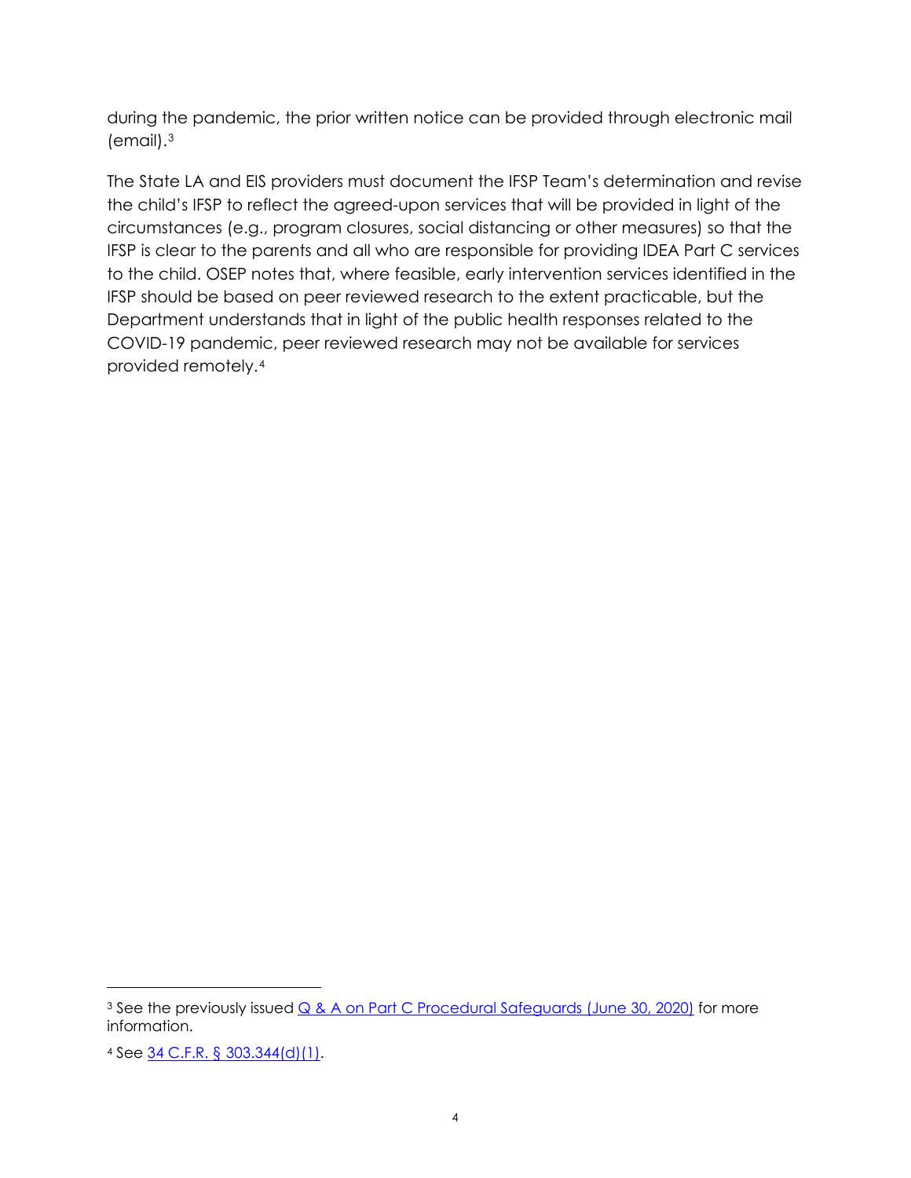during the pandemic, the prior written notice can be provided through electronic mail (email).[3]

The State LA and EIS providers must document the IFSP Team's determination and revise the child's IFSP to reflect the agreed-upon services that will be provided in light of the circumstances (e.g., program closures, social distancing or other measures) so that the IFSP is clear to the parents and all who are responsible for providing IDEA Part C services to the child. OSEP notes that, where feasible, early intervention services identified in the IFSP should be based on peer reviewed research to the extent practicable, but the Department understands that in light of the public health responses related to the COVID-19 pandemic, peer reviewed research may not be available for services provided remotely.[4]

---

[3] See the previously issued Q & A on Part C Procedural Safeguards (June 30, 2020) for more information.

[4] See 34 C.F.R. § 303.344(d)(1).